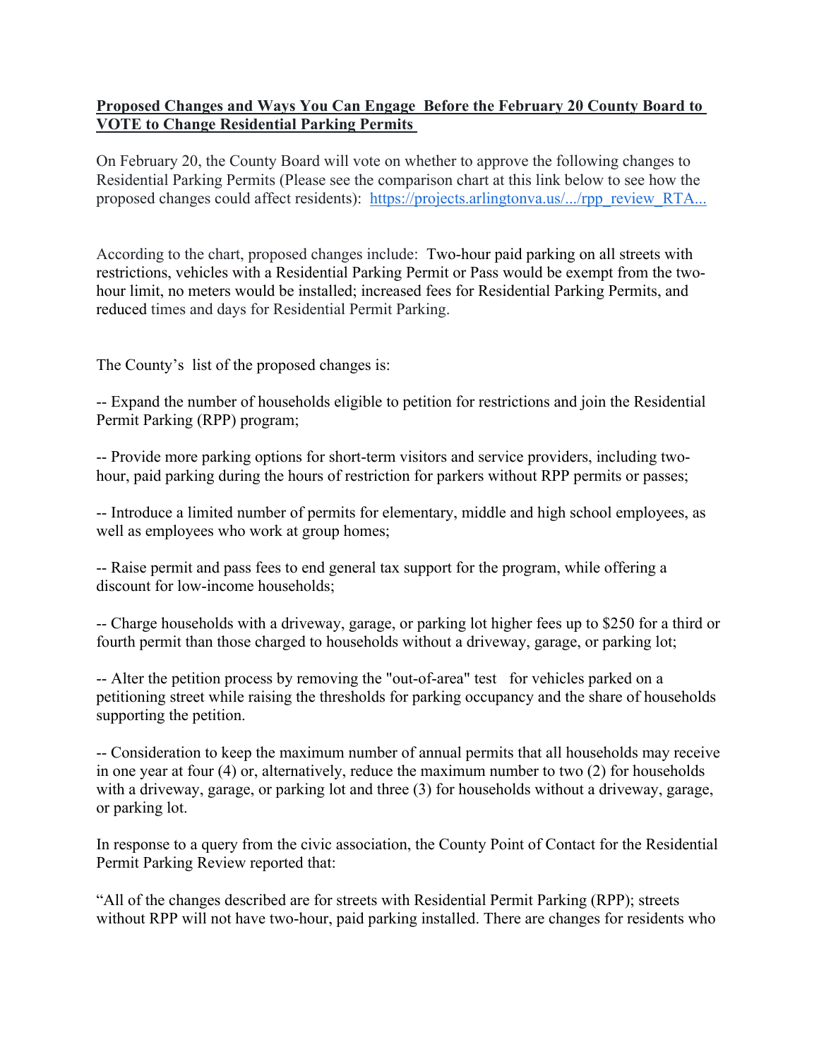**Proposed Changes and Ways You Can Engage Before the February 20 County Board to VOTE to Change Residential Parking Permits**

On February 20, the County Board will vote on whether to approve the following changes to Residential Parking Permits (Please see the comparison chart at this link below to see how the proposed changes could affect residents): [https://projects.arlingtonva.us/.../rpp_review_RTA...](https://projects.arlingtonva.us/.../rpp_review_RTA...)

According to the chart, proposed changes include: Two-hour paid parking on all streets with restrictions, vehicles with a Residential Parking Permit or Pass would be exempt from the two-hour limit, no meters would be installed; increased fees for Residential Parking Permits, and reduced times and days for Residential Permit Parking.

The County's list of the proposed changes is:

-- Expand the number of households eligible to petition for restrictions and join the Residential Permit Parking (RPP) program;

-- Provide more parking options for short-term visitors and service providers, including two-hour, paid parking during the hours of restriction for parkers without RPP permits or passes;

-- Introduce a limited number of permits for elementary, middle and high school employees, as well as employees who work at group homes;

-- Raise permit and pass fees to end general tax support for the program, while offering a discount for low-income households;

-- Charge households with a driveway, garage, or parking lot higher fees up to $250 for a third or fourth permit than those charged to households without a driveway, garage, or parking lot;

-- Alter the petition process by removing the "out-of-area" test for vehicles parked on a petitioning street while raising the thresholds for parking occupancy and the share of households supporting the petition.

-- Consideration to keep the maximum number of annual permits that all households may receive in one year at four (4) or, alternatively, reduce the maximum number to two (2) for households with a driveway, garage, or parking lot and three (3) for households without a driveway, garage, or parking lot.

In response to a query from the civic association, the County Point of Contact for the Residential Permit Parking Review reported that:

"All of the changes described are for streets with Residential Permit Parking (RPP); streets without RPP will not have two-hour, paid parking installed. There are changes for residents who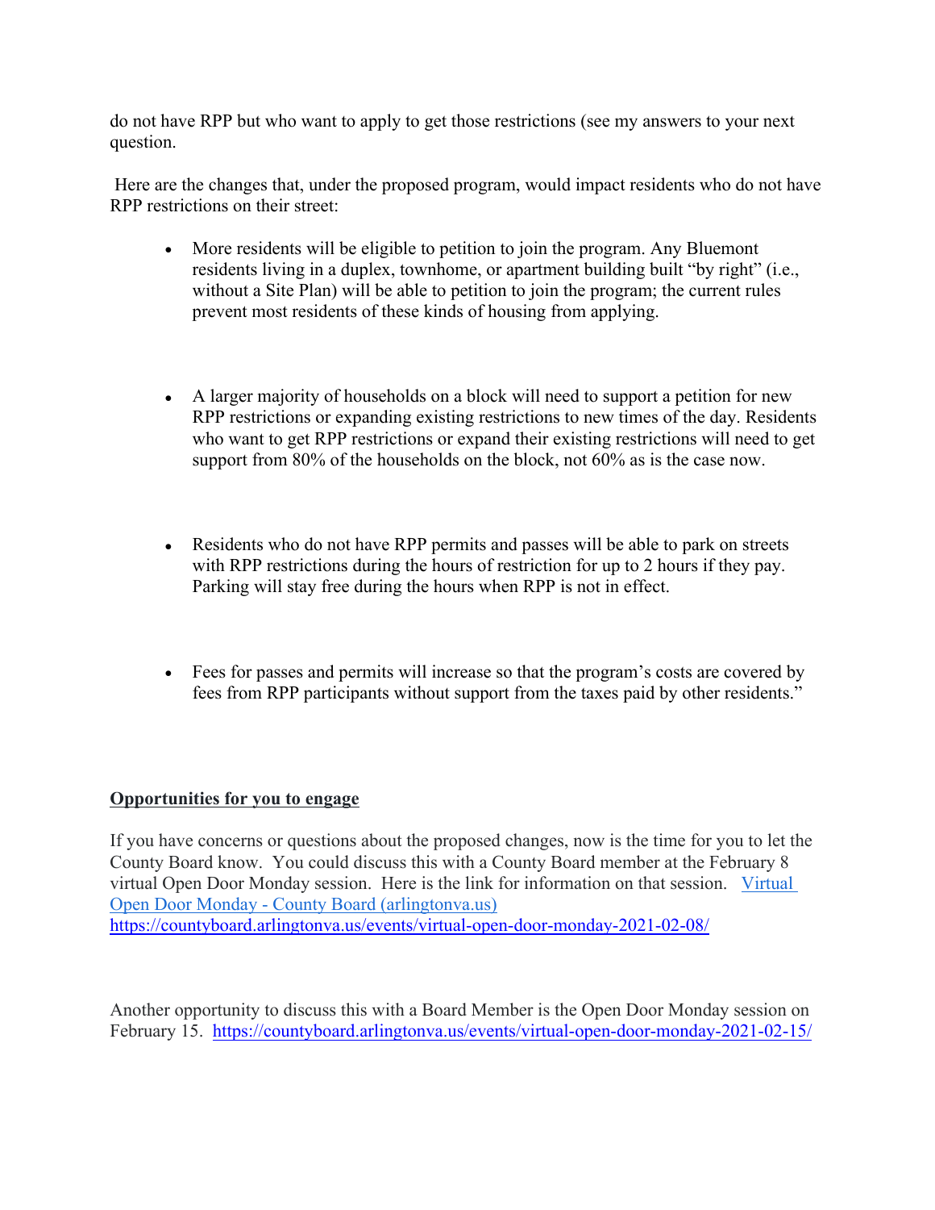do not have RPP but who want to apply to get those restrictions (see my answers to your next question.

Here are the changes that, under the proposed program, would impact residents who do not have RPP restrictions on their street:

- More residents will be eligible to petition to join the program. Any Bluemont residents living in a duplex, townhome, or apartment building built "by right" (i.e., without a Site Plan) will be able to petition to join the program; the current rules prevent most residents of these kinds of housing from applying.

- A larger majority of households on a block will need to support a petition for new RPP restrictions or expanding existing restrictions to new times of the day. Residents who want to get RPP restrictions or expand their existing restrictions will need to get support from 80% of the households on the block, not 60% as is the case now.

- Residents who do not have RPP permits and passes will be able to park on streets with RPP restrictions during the hours of restriction for up to 2 hours if they pay. Parking will stay free during the hours when RPP is not in effect.

- Fees for passes and permits will increase so that the program's costs are covered by fees from RPP participants without support from the taxes paid by other residents."

**<u>Opportunities for you to engage</u>**

If you have concerns or questions about the proposed changes, now is the time for you to let the County Board know. You could discuss this with a County Board member at the February 8 virtual Open Door Monday session. Here is the link for information on that session. [Virtual Open Door Monday - County Board (arlingtonva.us)](https://countyboard.arlingtonva.us/events/virtual-open-door-monday-2021-02-08/)
https://countyboard.arlingtonva.us/events/virtual-open-door-monday-2021-02-08/

Another opportunity to discuss this with a Board Member is the Open Door Monday session on February 15. https://countyboard.arlingtonva.us/events/virtual-open-door-monday-2021-02-15/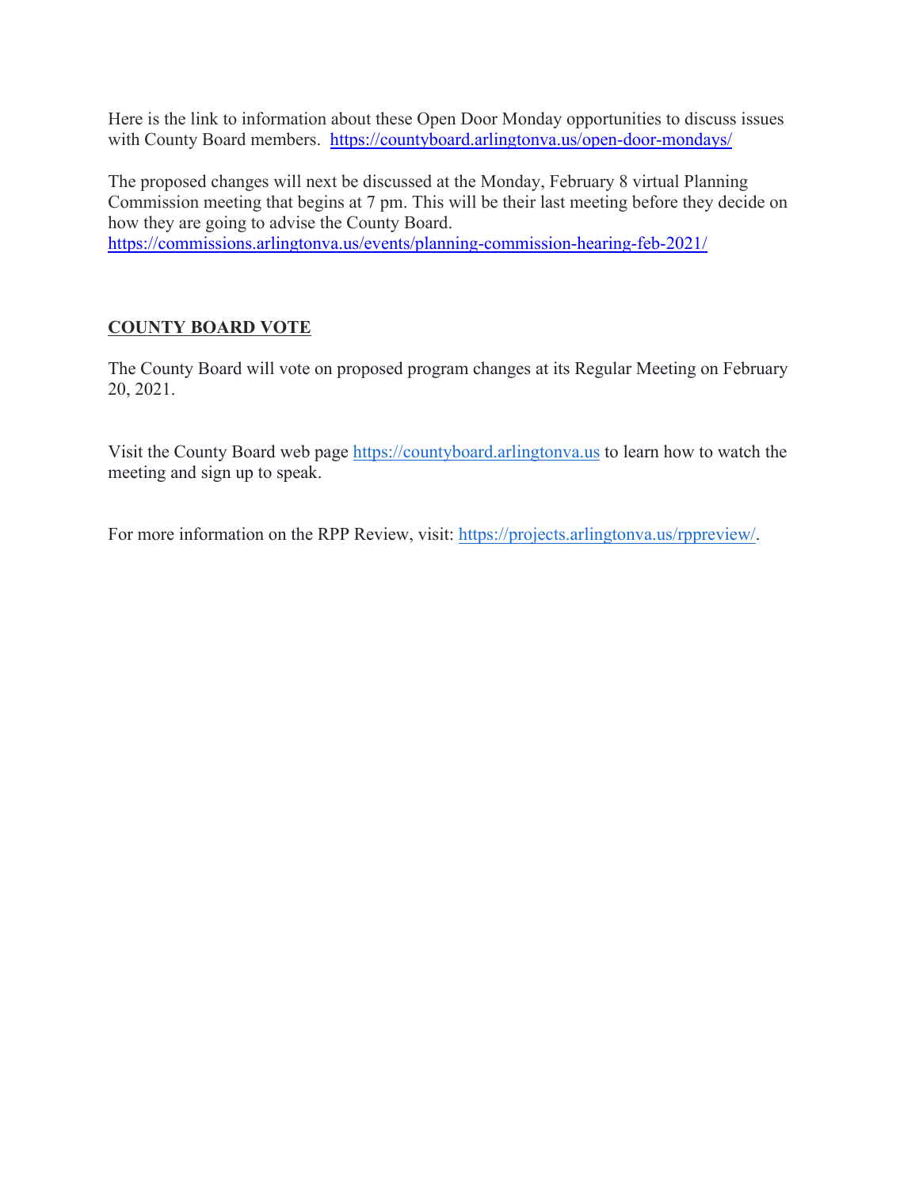Here is the link to information about these Open Door Monday opportunities to discuss issues with County Board members. https://countyboard.arlingtonva.us/open-door-mondays/

The proposed changes will next be discussed at the Monday, February 8 virtual Planning Commission meeting that begins at 7 pm. This will be their last meeting before they decide on how they are going to advise the County Board.
https://commissions.arlingtonva.us/events/planning-commission-hearing-feb-2021/

## COUNTY BOARD VOTE

The County Board will vote on proposed program changes at its Regular Meeting on February 20, 2021.

Visit the County Board web page https://countyboard.arlingtonva.us to learn how to watch the meeting and sign up to speak.

For more information on the RPP Review, visit: https://projects.arlingtonva.us/rppreview/.